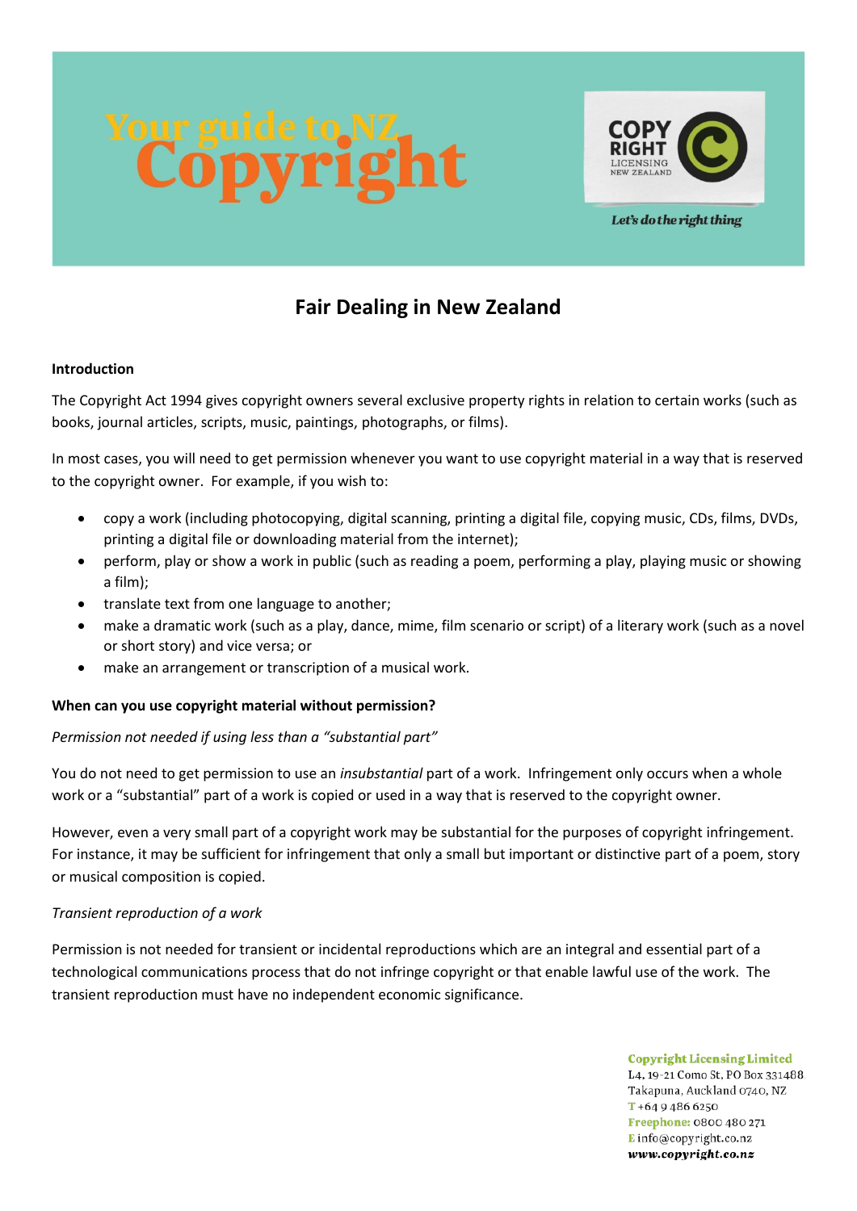# Your guide to NZ Copyright

COPY RIGHT LICENSING NEW ZEALAND

*Let's do the right thing*

## Fair Dealing in New Zealand

**Introduction**

The Copyright Act 1994 gives copyright owners several exclusive property rights in relation to certain works (such as books, journal articles, scripts, music, paintings, photographs, or films).

In most cases, you will need to get permission whenever you want to use copyright material in a way that is reserved to the copyright owner. For example, if you wish to:

- copy a work (including photocopying, digital scanning, printing a digital file, copying music, CDs, films, DVDs, printing a digital file or downloading material from the internet);
- perform, play or show a work in public (such as reading a poem, performing a play, playing music or showing a film);
- translate text from one language to another;
- make a dramatic work (such as a play, dance, mime, film scenario or script) of a literary work (such as a novel or short story) and vice versa; or
- make an arrangement or transcription of a musical work.

**When can you use copyright material without permission?**

*Permission not needed if using less than a "substantial part"*

You do not need to get permission to use an *insubstantial* part of a work. Infringement only occurs when a whole work or a "substantial" part of a work is copied or used in a way that is reserved to the copyright owner.

However, even a very small part of a copyright work may be substantial for the purposes of copyright infringement. For instance, it may be sufficient for infringement that only a small but important or distinctive part of a poem, story or musical composition is copied.

*Transient reproduction of a work*

Permission is not needed for transient or incidental reproductions which are an integral and essential part of a technological communications process that do not infringe copyright or that enable lawful use of the work. The transient reproduction must have no independent economic significance.

**Copyright Licensing Limited**
L4, 19-21 Como St, PO Box 331488
Takapuna, Auckland 0740, NZ
T +64 9 486 6250
Freephone: 0800 480 271
E info@copyright.co.nz
www.copyright.co.nz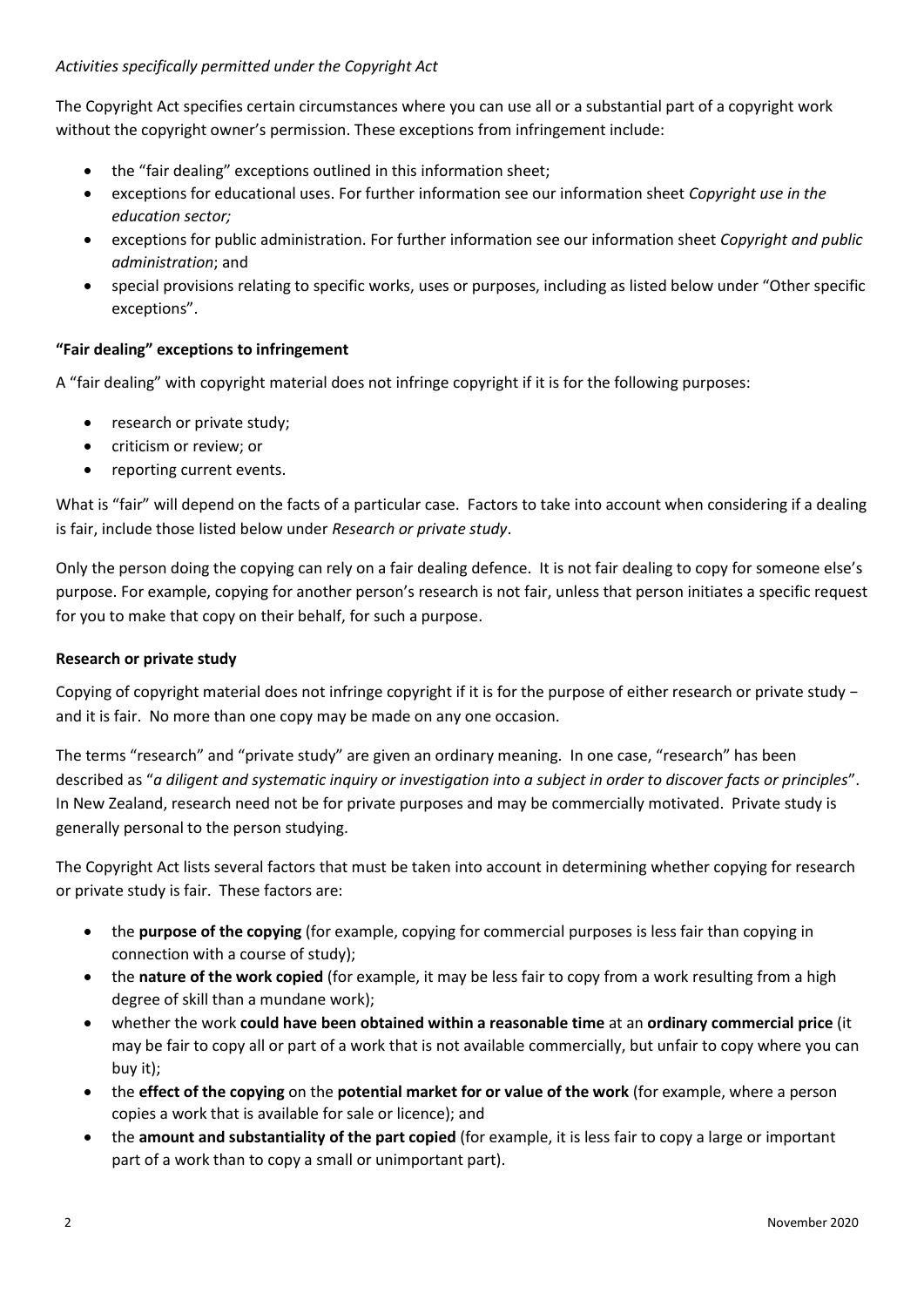*Activities specifically permitted under the Copyright Act*

The Copyright Act specifies certain circumstances where you can use all or a substantial part of a copyright work without the copyright owner's permission. These exceptions from infringement include:

- the "fair dealing" exceptions outlined in this information sheet;
- exceptions for educational uses. For further information see our information sheet *Copyright use in the education sector;*
- exceptions for public administration. For further information see our information sheet *Copyright and public administration*; and
- special provisions relating to specific works, uses or purposes, including as listed below under "Other specific exceptions".

**"Fair dealing" exceptions to infringement**

A "fair dealing" with copyright material does not infringe copyright if it is for the following purposes:

- research or private study;
- criticism or review; or
- reporting current events.

What is "fair" will depend on the facts of a particular case. Factors to take into account when considering if a dealing is fair, include those listed below under *Research or private study*.

Only the person doing the copying can rely on a fair dealing defence. It is not fair dealing to copy for someone else's purpose. For example, copying for another person's research is not fair, unless that person initiates a specific request for you to make that copy on their behalf, for such a purpose.

**Research or private study**

Copying of copyright material does not infringe copyright if it is for the purpose of either research or private study − and it is fair. No more than one copy may be made on any one occasion.

The terms "research" and "private study" are given an ordinary meaning. In one case, "research" has been described as "*a diligent and systematic inquiry or investigation into a subject in order to discover facts or principles*". In New Zealand, research need not be for private purposes and may be commercially motivated. Private study is generally personal to the person studying.

The Copyright Act lists several factors that must be taken into account in determining whether copying for research or private study is fair. These factors are:

- the **purpose of the copying** (for example, copying for commercial purposes is less fair than copying in connection with a course of study);
- the **nature of the work copied** (for example, it may be less fair to copy from a work resulting from a high degree of skill than a mundane work);
- whether the work **could have been obtained within a reasonable time** at an **ordinary commercial price** (it may be fair to copy all or part of a work that is not available commercially, but unfair to copy where you can buy it);
- the **effect of the copying** on the **potential market for or value of the work** (for example, where a person copies a work that is available for sale or licence); and
- the **amount and substantiality of the part copied** (for example, it is less fair to copy a large or important part of a work than to copy a small or unimportant part).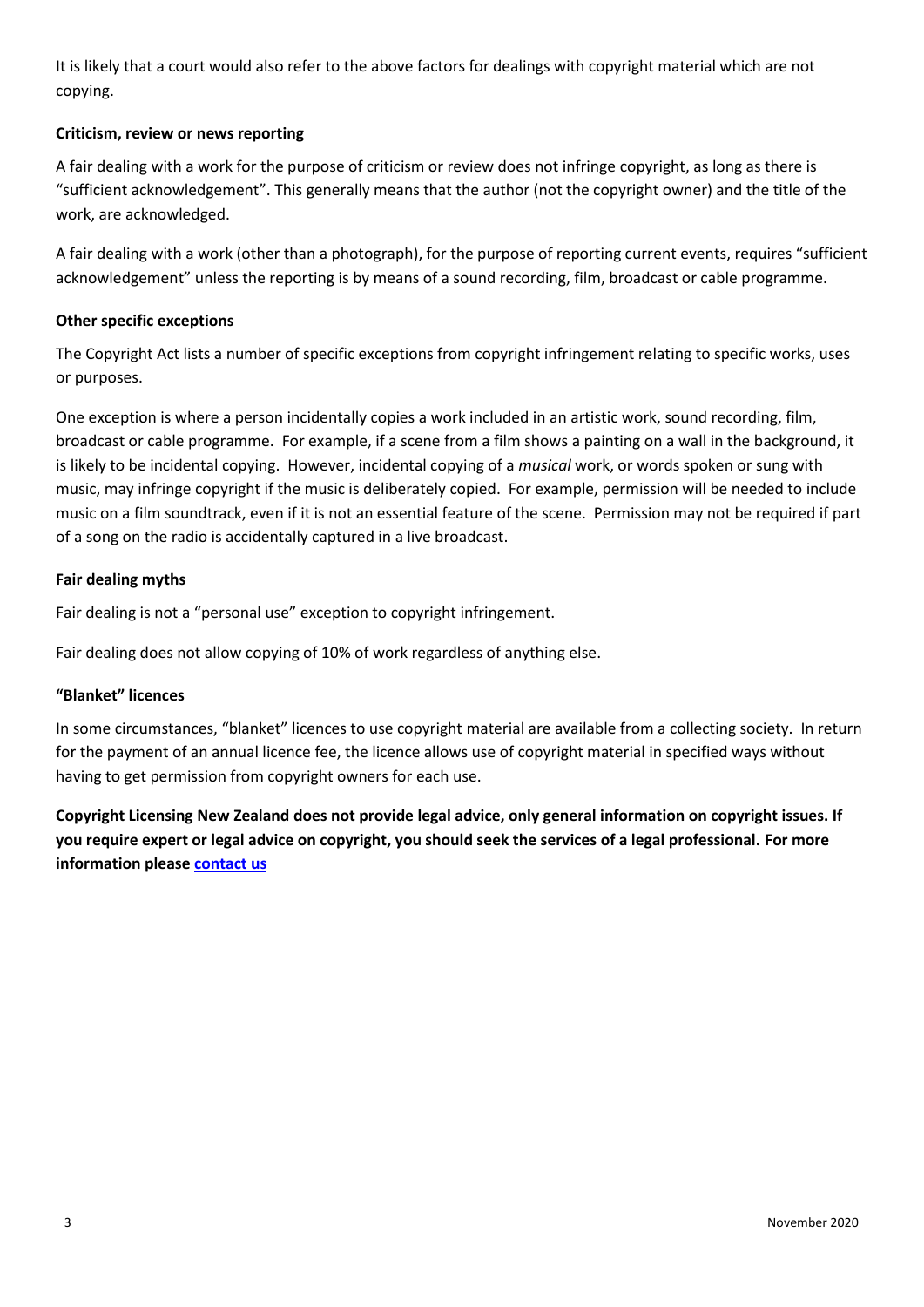It is likely that a court would also refer to the above factors for dealings with copyright material which are not copying.

### Criticism, review or news reporting

A fair dealing with a work for the purpose of criticism or review does not infringe copyright, as long as there is "sufficient acknowledgement". This generally means that the author (not the copyright owner) and the title of the work, are acknowledged.

A fair dealing with a work (other than a photograph), for the purpose of reporting current events, requires "sufficient acknowledgement" unless the reporting is by means of a sound recording, film, broadcast or cable programme.

### Other specific exceptions

The Copyright Act lists a number of specific exceptions from copyright infringement relating to specific works, uses or purposes.

One exception is where a person incidentally copies a work included in an artistic work, sound recording, film, broadcast or cable programme. For example, if a scene from a film shows a painting on a wall in the background, it is likely to be incidental copying. However, incidental copying of a *musical* work, or words spoken or sung with music, may infringe copyright if the music is deliberately copied. For example, permission will be needed to include music on a film soundtrack, even if it is not an essential feature of the scene. Permission may not be required if part of a song on the radio is accidentally captured in a live broadcast.

### Fair dealing myths

Fair dealing is not a "personal use" exception to copyright infringement.

Fair dealing does not allow copying of 10% of work regardless of anything else.

### "Blanket" licences

In some circumstances, "blanket" licences to use copyright material are available from a collecting society. In return for the payment of an annual licence fee, the licence allows use of copyright material in specified ways without having to get permission from copyright owners for each use.

**Copyright Licensing New Zealand does not provide legal advice, only general information on copyright issues. If you require expert or legal advice on copyright, you should seek the services of a legal professional. For more information please contact us**